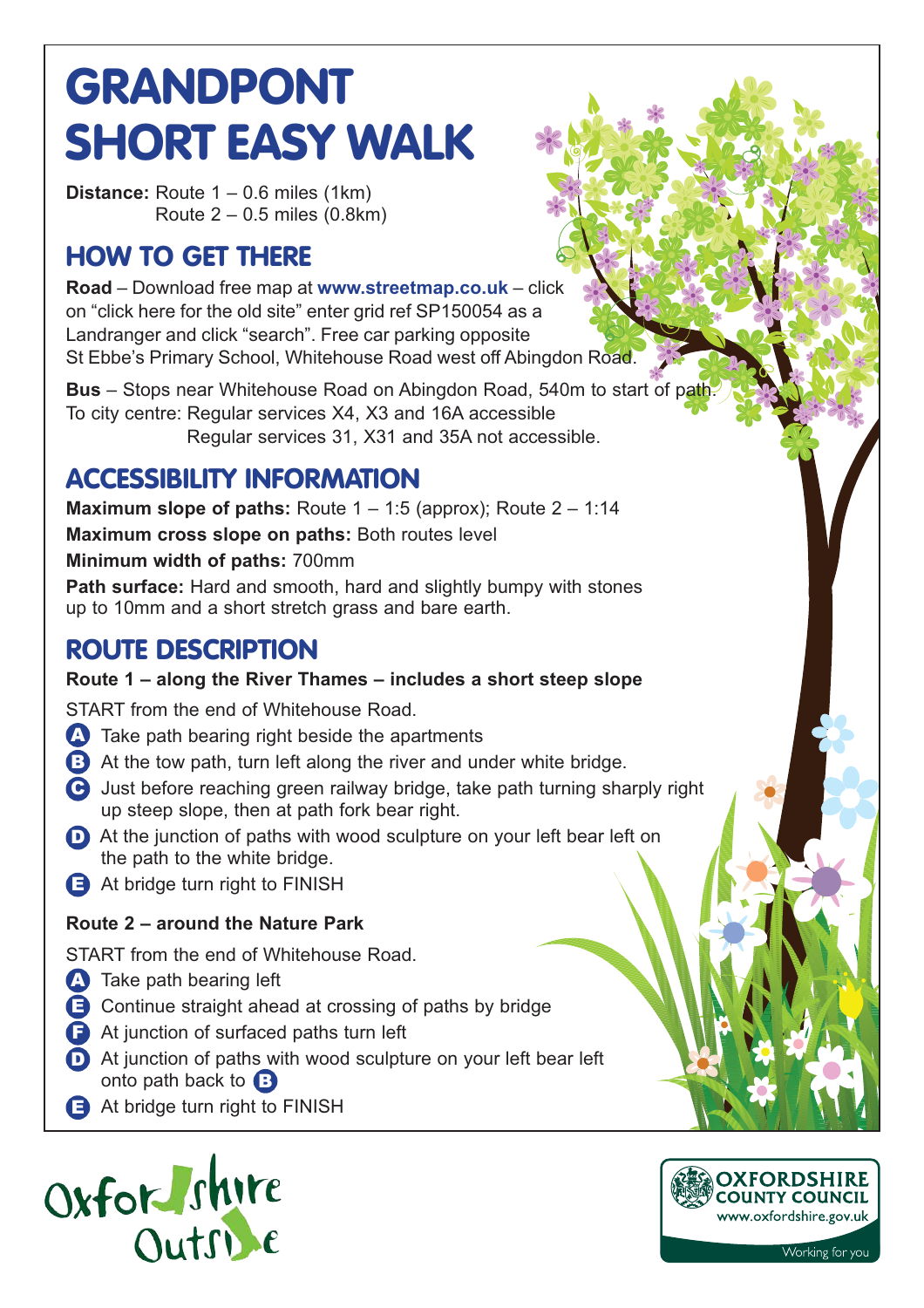# GRANDPONT SHORT EASY WALK

**Distance:** Route 1 – 0.6 miles (1km)
Route 2 – 0.5 miles (0.8km)

## HOW TO GET THERE

**Road** – Download free map at **www.streetmap.co.uk** – click on "click here for the old site" enter grid ref SP150054 as a Landranger and click "search". Free car parking opposite St Ebbe's Primary School, Whitehouse Road west off Abingdon Road.

**Bus** – Stops near Whitehouse Road on Abingdon Road, 540m to start of path.
To city centre: Regular services X4, X3 and 16A accessible
Regular services 31, X31 and 35A not accessible.

## ACCESSIBILITY INFORMATION

**Maximum slope of paths:** Route 1 – 1:5 (approx); Route 2 – 1:14

**Maximum cross slope on paths:** Both routes level

**Minimum width of paths:** 700mm

**Path surface:** Hard and smooth, hard and slightly bumpy with stones up to 10mm and a short stretch grass and bare earth.

## ROUTE DESCRIPTION

**Route 1 – along the River Thames – includes a short steep slope**

START from the end of Whitehouse Road.

- **A** Take path bearing right beside the apartments
- **B** At the tow path, turn left along the river and under white bridge.
- **C** Just before reaching green railway bridge, take path turning sharply right up steep slope, then at path fork bear right.
- **D** At the junction of paths with wood sculpture on your left bear left on the path to the white bridge.
- **E** At bridge turn right to FINISH

**Route 2 – around the Nature Park**

START from the end of Whitehouse Road.

- **A** Take path bearing left
- **E** Continue straight ahead at crossing of paths by bridge
- **F** At junction of surfaced paths turn left
- **D** At junction of paths with wood sculpture on your left bear left onto path back to **B**
- **E** At bridge turn right to FINISH

Oxfordshire Outside

OXFORDSHIRE COUNTY COUNCIL
www.oxfordshire.gov.uk
Working for you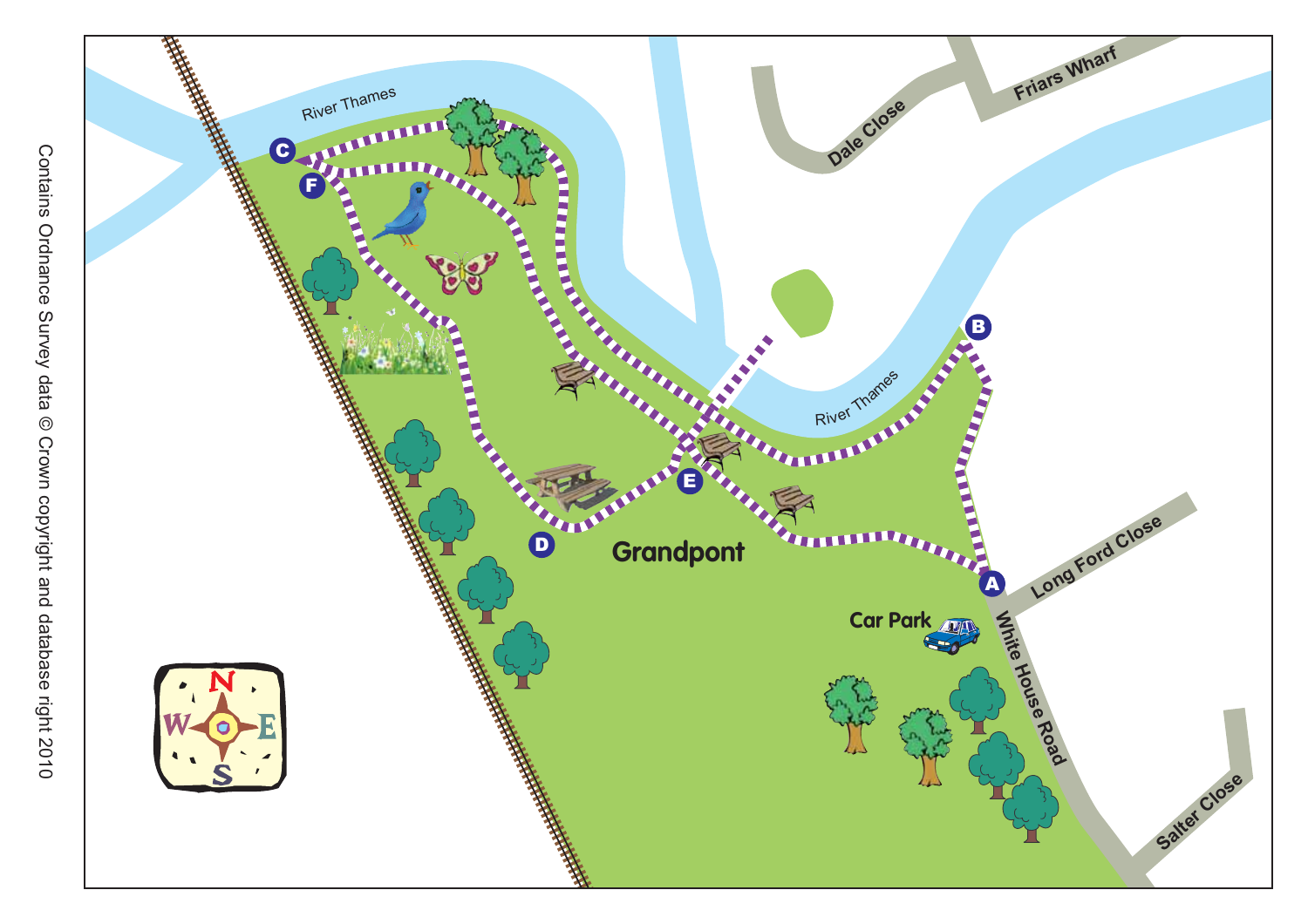River Thames

River Thames

Dale Close

Friars Wharf

Long Ford Close

White House Road

Salter Close

Car Park

Grandpont

A

B

C

D

E

F

N

E

S

W

Contains Ordnance Survey data © Crown copyright and database right 2010